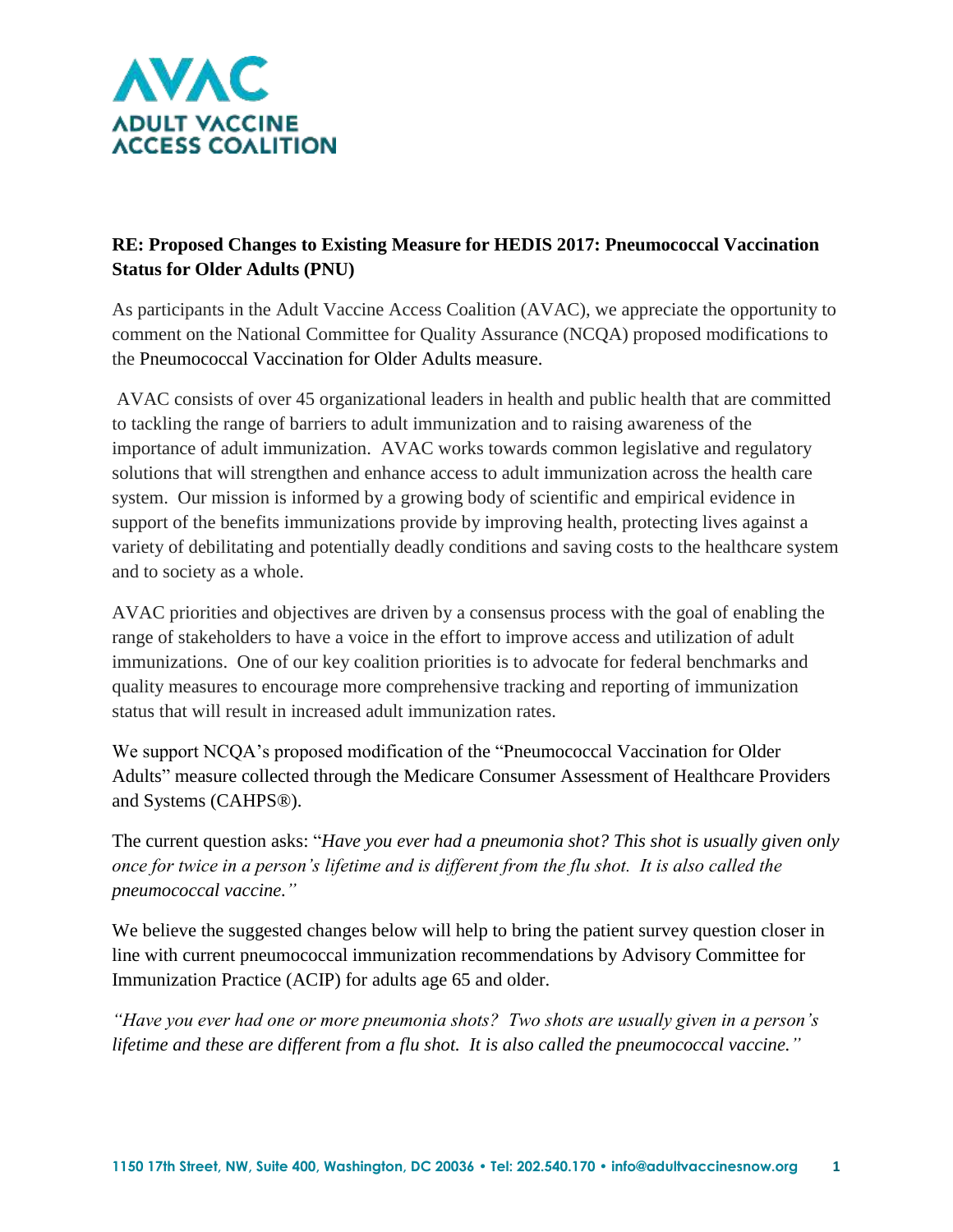**AVAC**
**ADULT VACCINE ACCESS COALITION**

**RE: Proposed Changes to Existing Measure for HEDIS 2017: Pneumococcal Vaccination Status for Older Adults (PNU)**

As participants in the Adult Vaccine Access Coalition (AVAC), we appreciate the opportunity to comment on the National Committee for Quality Assurance (NCQA) proposed modifications to the Pneumococcal Vaccination for Older Adults measure.

AVAC consists of over 45 organizational leaders in health and public health that are committed to tackling the range of barriers to adult immunization and to raising awareness of the importance of adult immunization. AVAC works towards common legislative and regulatory solutions that will strengthen and enhance access to adult immunization across the health care system. Our mission is informed by a growing body of scientific and empirical evidence in support of the benefits immunizations provide by improving health, protecting lives against a variety of debilitating and potentially deadly conditions and saving costs to the healthcare system and to society as a whole.

AVAC priorities and objectives are driven by a consensus process with the goal of enabling the range of stakeholders to have a voice in the effort to improve access and utilization of adult immunizations. One of our key coalition priorities is to advocate for federal benchmarks and quality measures to encourage more comprehensive tracking and reporting of immunization status that will result in increased adult immunization rates.

We support NCQA's proposed modification of the "Pneumococcal Vaccination for Older Adults" measure collected through the Medicare Consumer Assessment of Healthcare Providers and Systems (CAHPS®).

The current question asks: "*Have you ever had a pneumonia shot? This shot is usually given only once for twice in a person's lifetime and is different from the flu shot. It is also called the pneumococcal vaccine."*

We believe the suggested changes below will help to bring the patient survey question closer in line with current pneumococcal immunization recommendations by Advisory Committee for Immunization Practice (ACIP) for adults age 65 and older.

*"Have you ever had one or more pneumonia shots? Two shots are usually given in a person's lifetime and these are different from a flu shot. It is also called the pneumococcal vaccine."*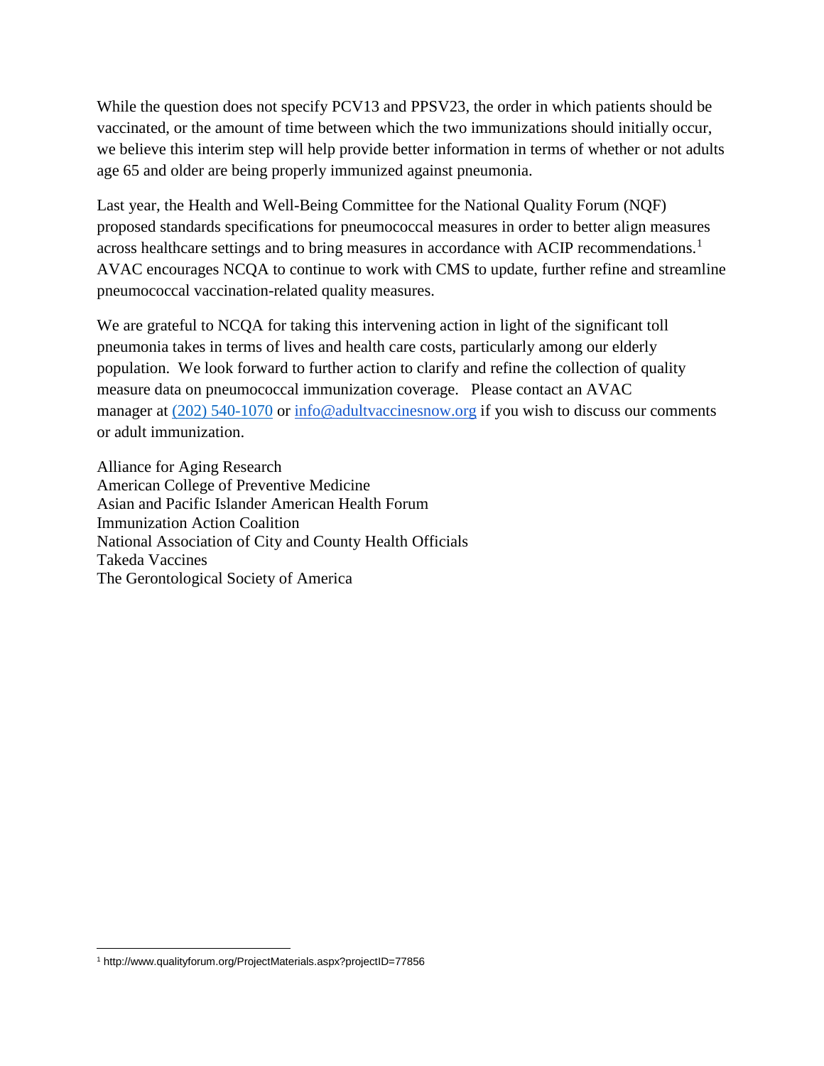While the question does not specify PCV13 and PPSV23, the order in which patients should be vaccinated, or the amount of time between which the two immunizations should initially occur, we believe this interim step will help provide better information in terms of whether or not adults age 65 and older are being properly immunized against pneumonia.

Last year, the Health and Well-Being Committee for the National Quality Forum (NQF) proposed standards specifications for pneumococcal measures in order to better align measures across healthcare settings and to bring measures in accordance with ACIP recommendations.[1] AVAC encourages NCQA to continue to work with CMS to update, further refine and streamline pneumococcal vaccination-related quality measures.

We are grateful to NCQA for taking this intervening action in light of the significant toll pneumonia takes in terms of lives and health care costs, particularly among our elderly population. We look forward to further action to clarify and refine the collection of quality measure data on pneumococcal immunization coverage. Please contact an AVAC manager at (202) 540-1070 or info@adultvaccinesnow.org if you wish to discuss our comments or adult immunization.

Alliance for Aging Research
American College of Preventive Medicine
Asian and Pacific Islander American Health Forum
Immunization Action Coalition
National Association of City and County Health Officials
Takeda Vaccines
The Gerontological Society of America

[1] http://www.qualityforum.org/ProjectMaterials.aspx?projectID=77856